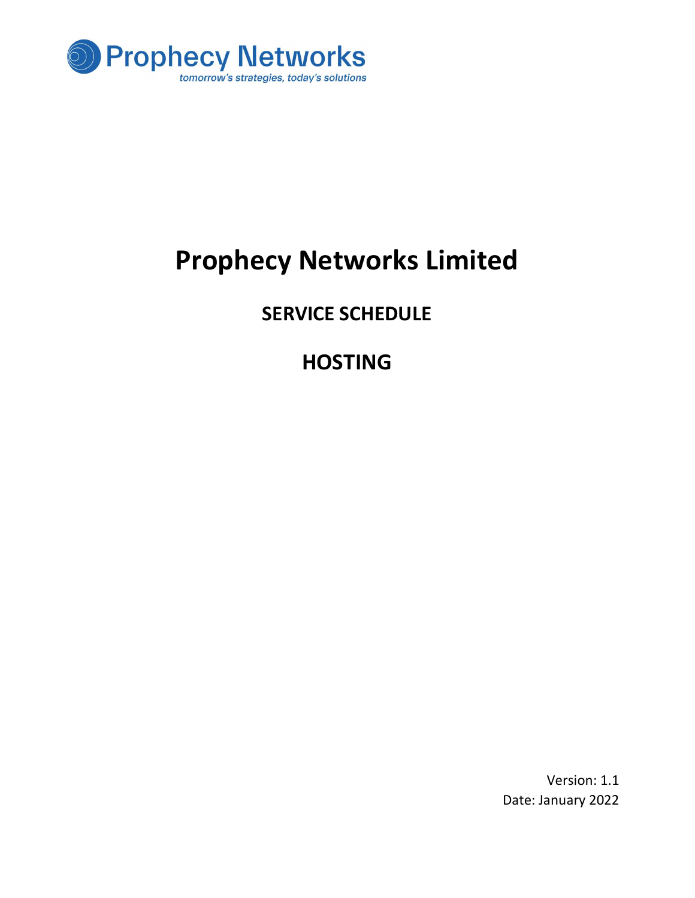Prophecy Networks

*tomorrow's strategies, today's solutions*

# Prophecy Networks Limited

## SERVICE SCHEDULE

## HOSTING

Version: 1.1

Date: January 2022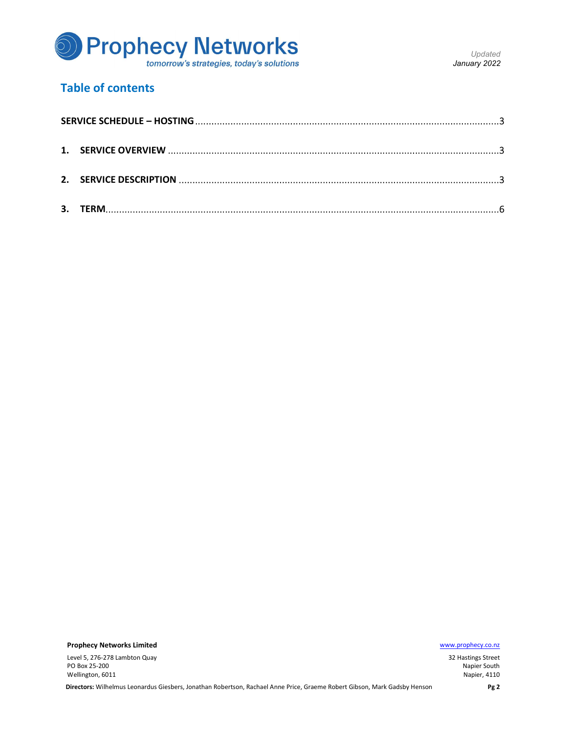## Table of contents

SERVICE SCHEDULE – HOSTING ..... 3

1. SERVICE OVERVIEW ..... 3

2. SERVICE DESCRIPTION ..... 3

3. TERM ..... 6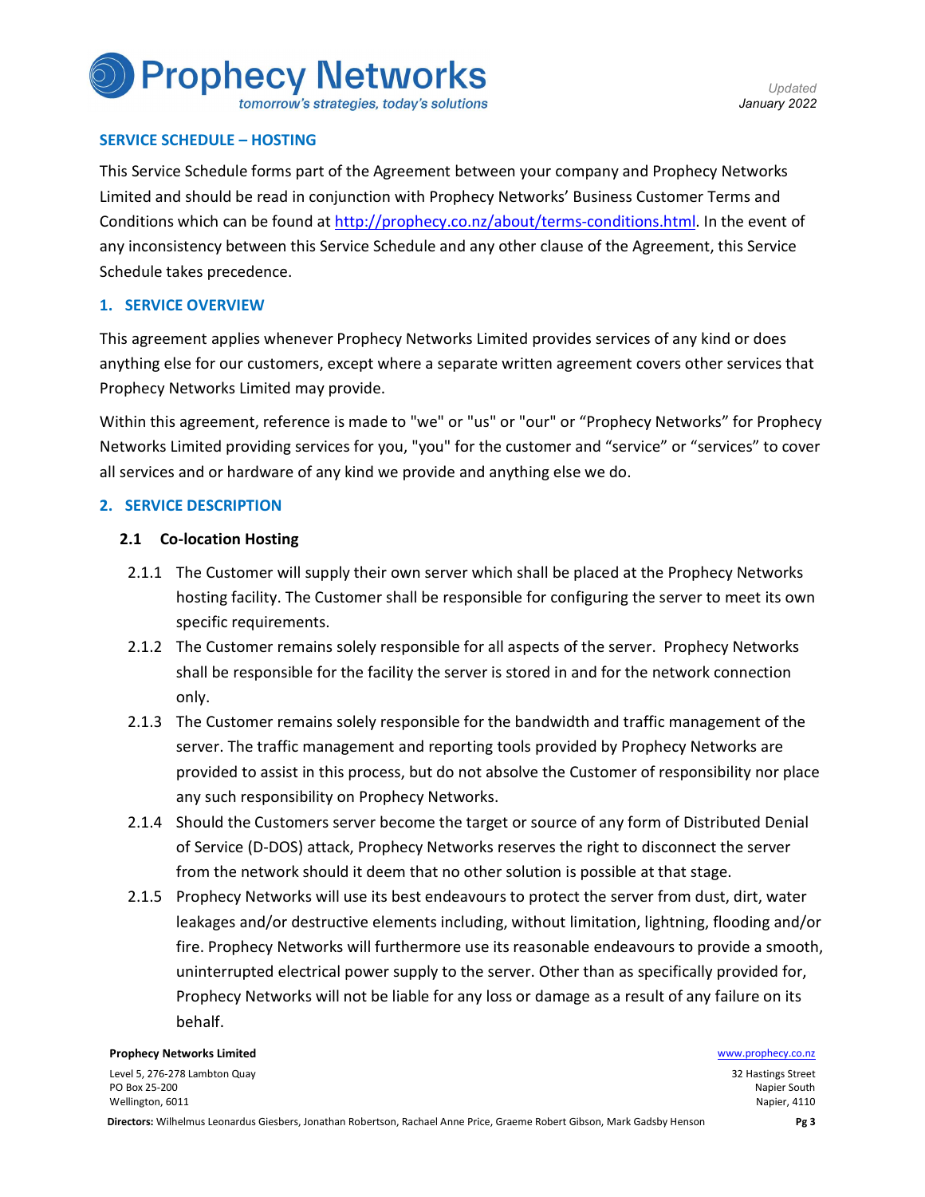## SERVICE SCHEDULE – HOSTING

This Service Schedule forms part of the Agreement between your company and Prophecy Networks Limited and should be read in conjunction with Prophecy Networks' Business Customer Terms and Conditions which can be found at http://prophecy.co.nz/about/terms-conditions.html. In the event of any inconsistency between this Service Schedule and any other clause of the Agreement, this Service Schedule takes precedence.

## 1. SERVICE OVERVIEW

This agreement applies whenever Prophecy Networks Limited provides services of any kind or does anything else for our customers, except where a separate written agreement covers other services that Prophecy Networks Limited may provide.

Within this agreement, reference is made to "we" or "us" or "our" or "Prophecy Networks" for Prophecy Networks Limited providing services for you, "you" for the customer and "service" or "services" to cover all services and or hardware of any kind we provide and anything else we do.

## 2. SERVICE DESCRIPTION

### 2.1 Co-location Hosting

2.1.1 The Customer will supply their own server which shall be placed at the Prophecy Networks hosting facility. The Customer shall be responsible for configuring the server to meet its own specific requirements.

2.1.2 The Customer remains solely responsible for all aspects of the server. Prophecy Networks shall be responsible for the facility the server is stored in and for the network connection only.

2.1.3 The Customer remains solely responsible for the bandwidth and traffic management of the server. The traffic management and reporting tools provided by Prophecy Networks are provided to assist in this process, but do not absolve the Customer of responsibility nor place any such responsibility on Prophecy Networks.

2.1.4 Should the Customers server become the target or source of any form of Distributed Denial of Service (D-DOS) attack, Prophecy Networks reserves the right to disconnect the server from the network should it deem that no other solution is possible at that stage.

2.1.5 Prophecy Networks will use its best endeavours to protect the server from dust, dirt, water leakages and/or destructive elements including, without limitation, lightning, flooding and/or fire. Prophecy Networks will furthermore use its reasonable endeavours to provide a smooth, uninterrupted electrical power supply to the server. Other than as specifically provided for, Prophecy Networks will not be liable for any loss or damage as a result of any failure on its behalf.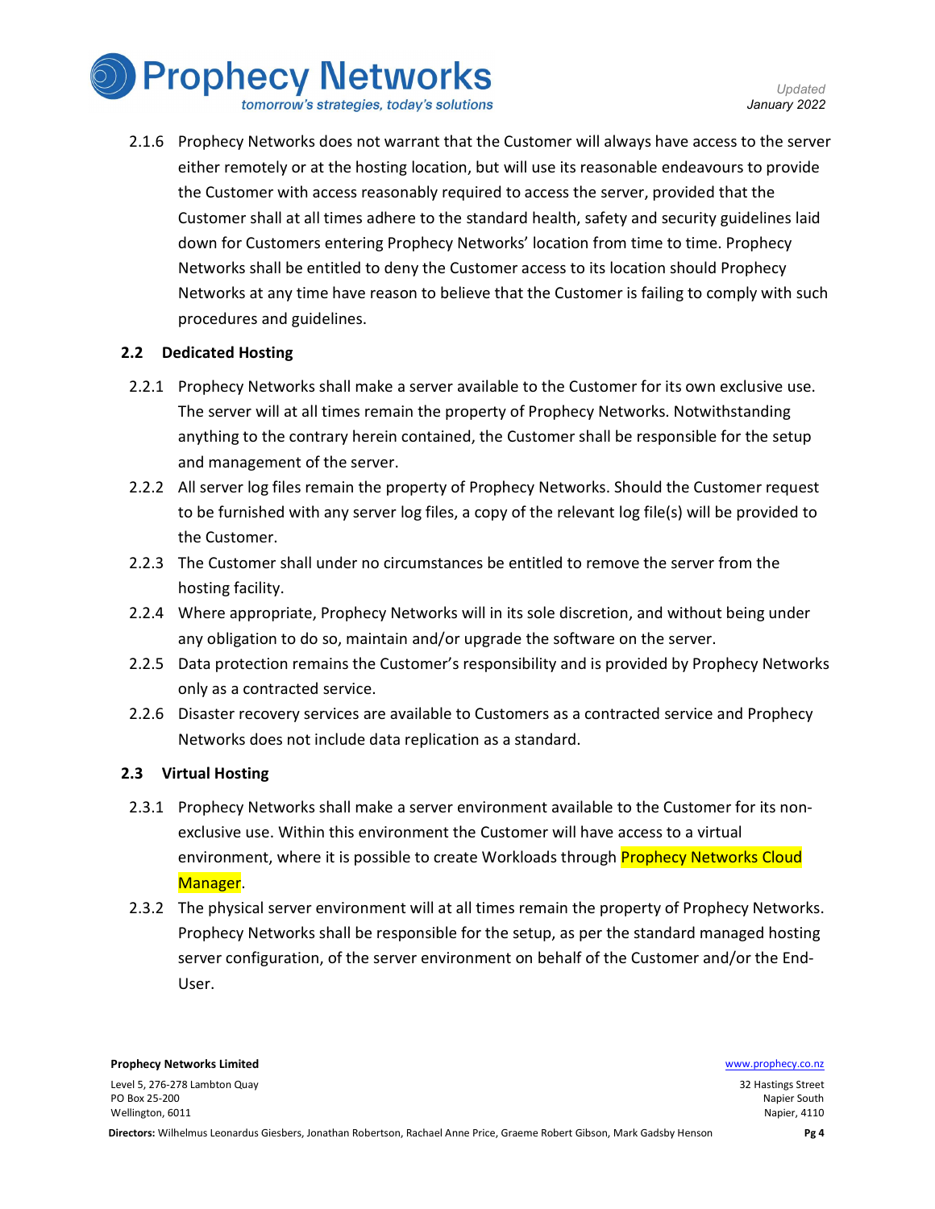2.1.6 Prophecy Networks does not warrant that the Customer will always have access to the server either remotely or at the hosting location, but will use its reasonable endeavours to provide the Customer with access reasonably required to access the server, provided that the Customer shall at all times adhere to the standard health, safety and security guidelines laid down for Customers entering Prophecy Networks' location from time to time. Prophecy Networks shall be entitled to deny the Customer access to its location should Prophecy Networks at any time have reason to believe that the Customer is failing to comply with such procedures and guidelines.

### 2.2 Dedicated Hosting

2.2.1 Prophecy Networks shall make a server available to the Customer for its own exclusive use. The server will at all times remain the property of Prophecy Networks. Notwithstanding anything to the contrary herein contained, the Customer shall be responsible for the setup and management of the server.

2.2.2 All server log files remain the property of Prophecy Networks. Should the Customer request to be furnished with any server log files, a copy of the relevant log file(s) will be provided to the Customer.

2.2.3 The Customer shall under no circumstances be entitled to remove the server from the hosting facility.

2.2.4 Where appropriate, Prophecy Networks will in its sole discretion, and without being under any obligation to do so, maintain and/or upgrade the software on the server.

2.2.5 Data protection remains the Customer's responsibility and is provided by Prophecy Networks only as a contracted service.

2.2.6 Disaster recovery services are available to Customers as a contracted service and Prophecy Networks does not include data replication as a standard.

### 2.3 Virtual Hosting

2.3.1 Prophecy Networks shall make a server environment available to the Customer for its non-exclusive use. Within this environment the Customer will have access to a virtual environment, where it is possible to create Workloads through Prophecy Networks Cloud Manager.

2.3.2 The physical server environment will at all times remain the property of Prophecy Networks. Prophecy Networks shall be responsible for the setup, as per the standard managed hosting server configuration, of the server environment on behalf of the Customer and/or the End-User.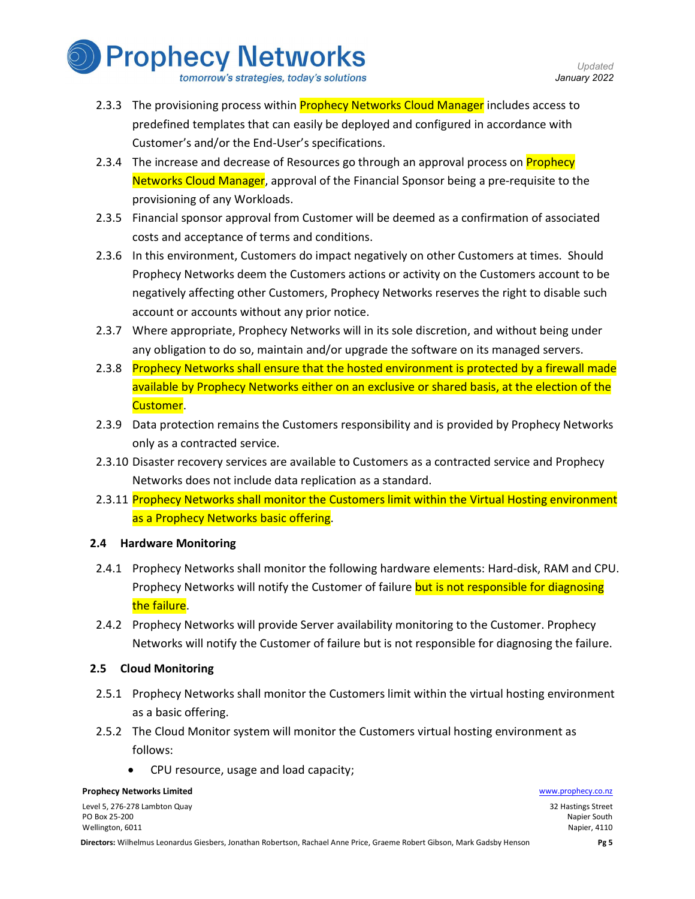2.3.3 The provisioning process within Prophecy Networks Cloud Manager includes access to predefined templates that can easily be deployed and configured in accordance with Customer's and/or the End-User's specifications.

2.3.4 The increase and decrease of Resources go through an approval process on Prophecy Networks Cloud Manager, approval of the Financial Sponsor being a pre-requisite to the provisioning of any Workloads.

2.3.5 Financial sponsor approval from Customer will be deemed as a confirmation of associated costs and acceptance of terms and conditions.

2.3.6 In this environment, Customers do impact negatively on other Customers at times. Should Prophecy Networks deem the Customers actions or activity on the Customers account to be negatively affecting other Customers, Prophecy Networks reserves the right to disable such account or accounts without any prior notice.

2.3.7 Where appropriate, Prophecy Networks will in its sole discretion, and without being under any obligation to do so, maintain and/or upgrade the software on its managed servers.

2.3.8 Prophecy Networks shall ensure that the hosted environment is protected by a firewall made available by Prophecy Networks either on an exclusive or shared basis, at the election of the Customer.

2.3.9 Data protection remains the Customers responsibility and is provided by Prophecy Networks only as a contracted service.

2.3.10 Disaster recovery services are available to Customers as a contracted service and Prophecy Networks does not include data replication as a standard.

2.3.11 Prophecy Networks shall monitor the Customers limit within the Virtual Hosting environment as a Prophecy Networks basic offering.

### 2.4 Hardware Monitoring

2.4.1 Prophecy Networks shall monitor the following hardware elements: Hard-disk, RAM and CPU. Prophecy Networks will notify the Customer of failure but is not responsible for diagnosing the failure.

2.4.2 Prophecy Networks will provide Server availability monitoring to the Customer. Prophecy Networks will notify the Customer of failure but is not responsible for diagnosing the failure.

### 2.5 Cloud Monitoring

2.5.1 Prophecy Networks shall monitor the Customers limit within the virtual hosting environment as a basic offering.

2.5.2 The Cloud Monitor system will monitor the Customers virtual hosting environment as follows:

- CPU resource, usage and load capacity;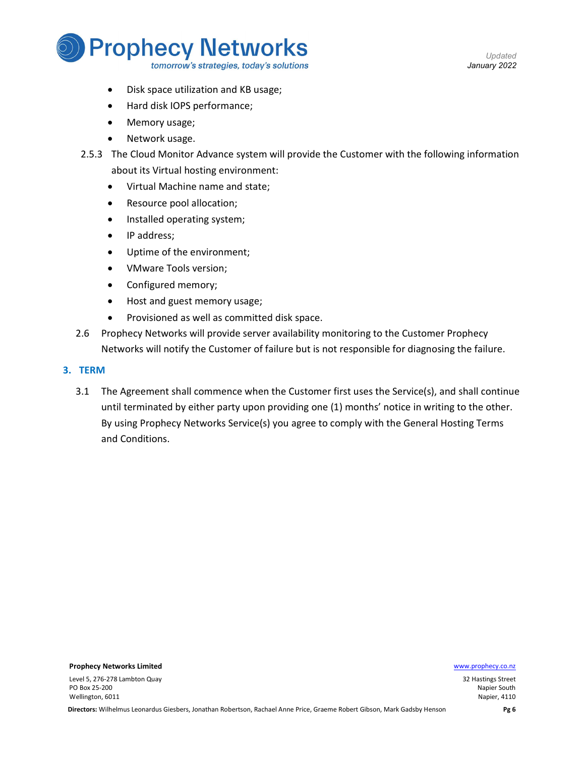- Disk space utilization and KB usage;
- Hard disk IOPS performance;
- Memory usage;
- Network usage.

2.5.3 The Cloud Monitor Advance system will provide the Customer with the following information about its Virtual hosting environment:

- Virtual Machine name and state;
- Resource pool allocation;
- Installed operating system;
- IP address;
- Uptime of the environment;
- VMware Tools version;
- Configured memory;
- Host and guest memory usage;
- Provisioned as well as committed disk space.

2.6 Prophecy Networks will provide server availability monitoring to the Customer Prophecy Networks will notify the Customer of failure but is not responsible for diagnosing the failure.

## 3. TERM

3.1 The Agreement shall commence when the Customer first uses the Service(s), and shall continue until terminated by either party upon providing one (1) months' notice in writing to the other. By using Prophecy Networks Service(s) you agree to comply with the General Hosting Terms and Conditions.